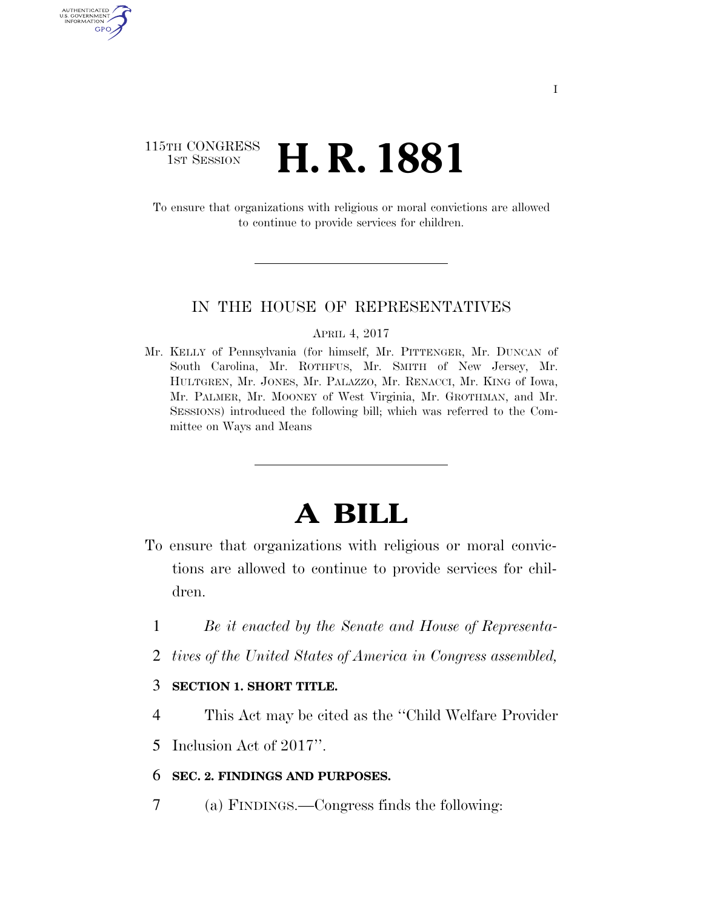115TH CONGRESS
1ST SESSION

# H. R. 1881

To ensure that organizations with religious or moral convictions are allowed to continue to provide services for children.

IN THE HOUSE OF REPRESENTATIVES

APRIL 4, 2017

Mr. KELLY of Pennsylvania (for himself, Mr. PITTENGER, Mr. DUNCAN of South Carolina, Mr. ROTHFUS, Mr. SMITH of New Jersey, Mr. HULTGREN, Mr. JONES, Mr. PALAZZO, Mr. RENACCI, Mr. KING of Iowa, Mr. PALMER, Mr. MOONEY of West Virginia, Mr. GROTHMAN, and Mr. SESSIONS) introduced the following bill; which was referred to the Committee on Ways and Means

# A BILL

To ensure that organizations with religious or moral convictions are allowed to continue to provide services for children.

1 *Be it enacted by the Senate and House of Representa-*
2 *tives of the United States of America in Congress assembled,*

3 **SECTION 1. SHORT TITLE.**

4 This Act may be cited as the ''Child Welfare Provider
5 Inclusion Act of 2017''.

6 **SEC. 2. FINDINGS AND PURPOSES.**

7 (a) FINDINGS.—Congress finds the following: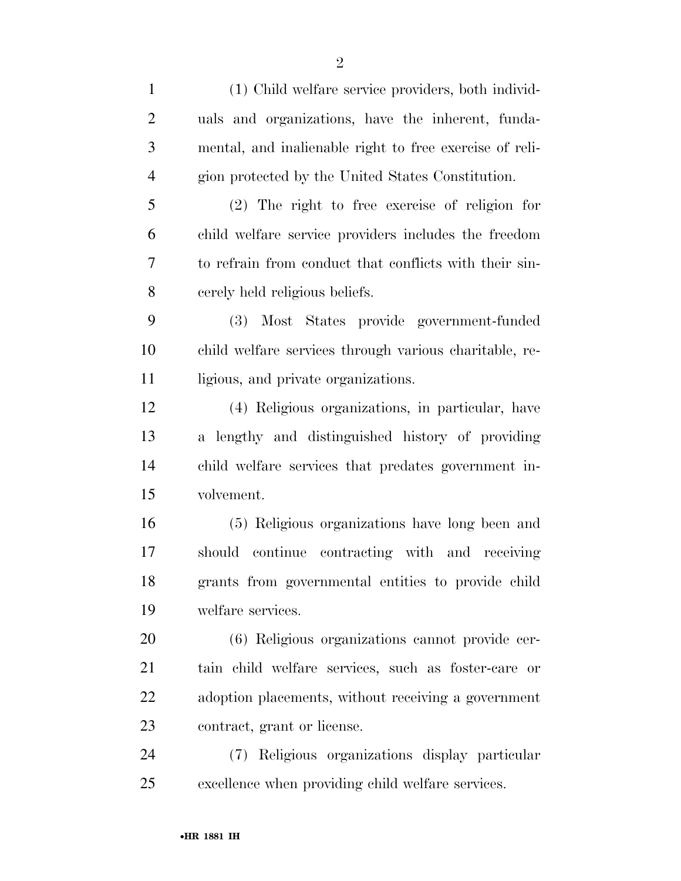(1) Child welfare service providers, both individuals and organizations, have the inherent, fundamental, and inalienable right to free exercise of religion protected by the United States Constitution.

(2) The right to free exercise of religion for child welfare service providers includes the freedom to refrain from conduct that conflicts with their sincerely held religious beliefs.

(3) Most States provide government-funded child welfare services through various charitable, religious, and private organizations.

(4) Religious organizations, in particular, have a lengthy and distinguished history of providing child welfare services that predates government involvement.

(5) Religious organizations have long been and should continue contracting with and receiving grants from governmental entities to provide child welfare services.

(6) Religious organizations cannot provide certain child welfare services, such as foster-care or adoption placements, without receiving a government contract, grant or license.

(7) Religious organizations display particular excellence when providing child welfare services.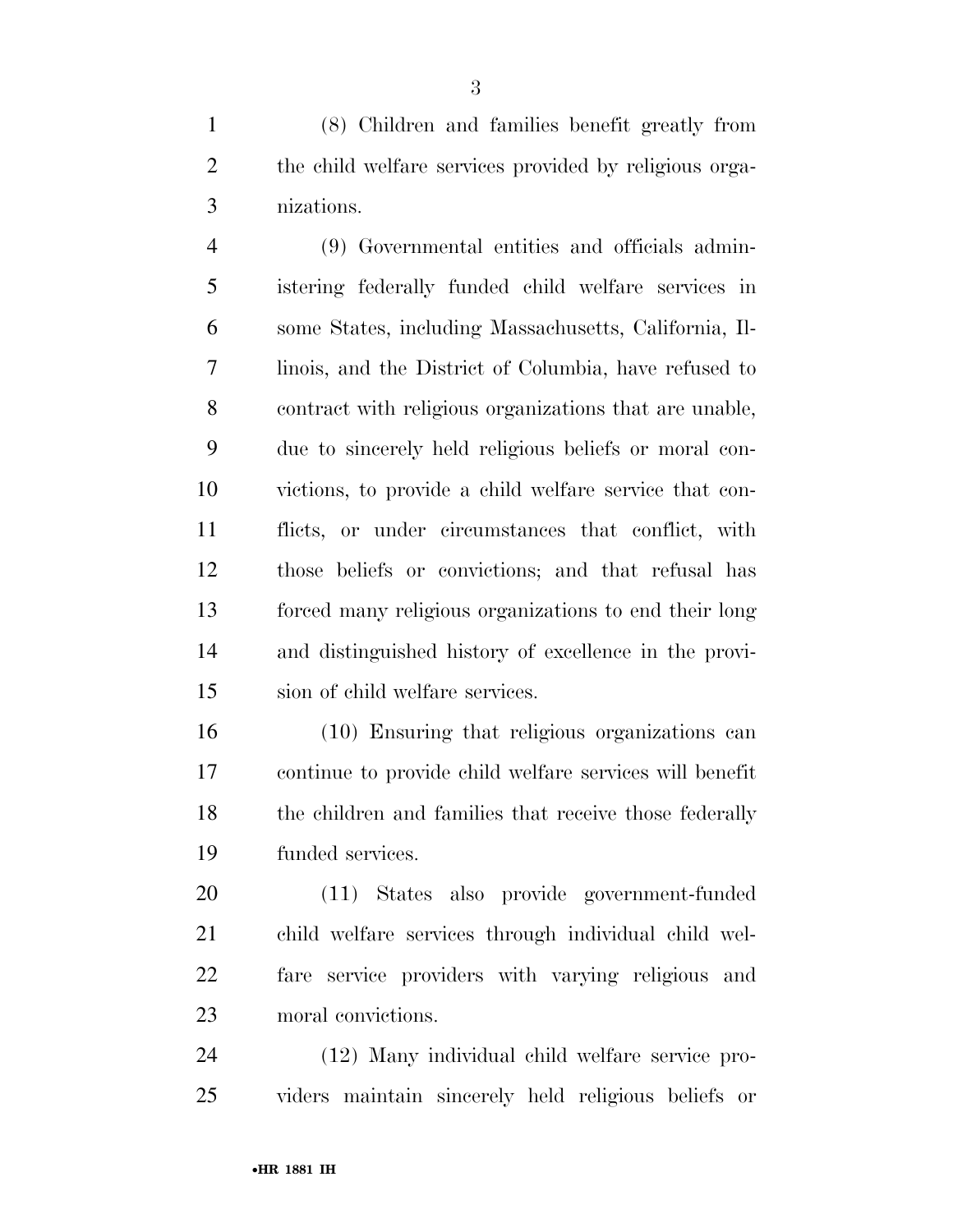(8) Children and families benefit greatly from the child welfare services provided by religious organizations.

(9) Governmental entities and officials administering federally funded child welfare services in some States, including Massachusetts, California, Illinois, and the District of Columbia, have refused to contract with religious organizations that are unable, due to sincerely held religious beliefs or moral convictions, to provide a child welfare service that conflicts, or under circumstances that conflict, with those beliefs or convictions; and that refusal has forced many religious organizations to end their long and distinguished history of excellence in the provision of child welfare services.

(10) Ensuring that religious organizations can continue to provide child welfare services will benefit the children and families that receive those federally funded services.

(11) States also provide government-funded child welfare services through individual child welfare service providers with varying religious and moral convictions.

(12) Many individual child welfare service providers maintain sincerely held religious beliefs or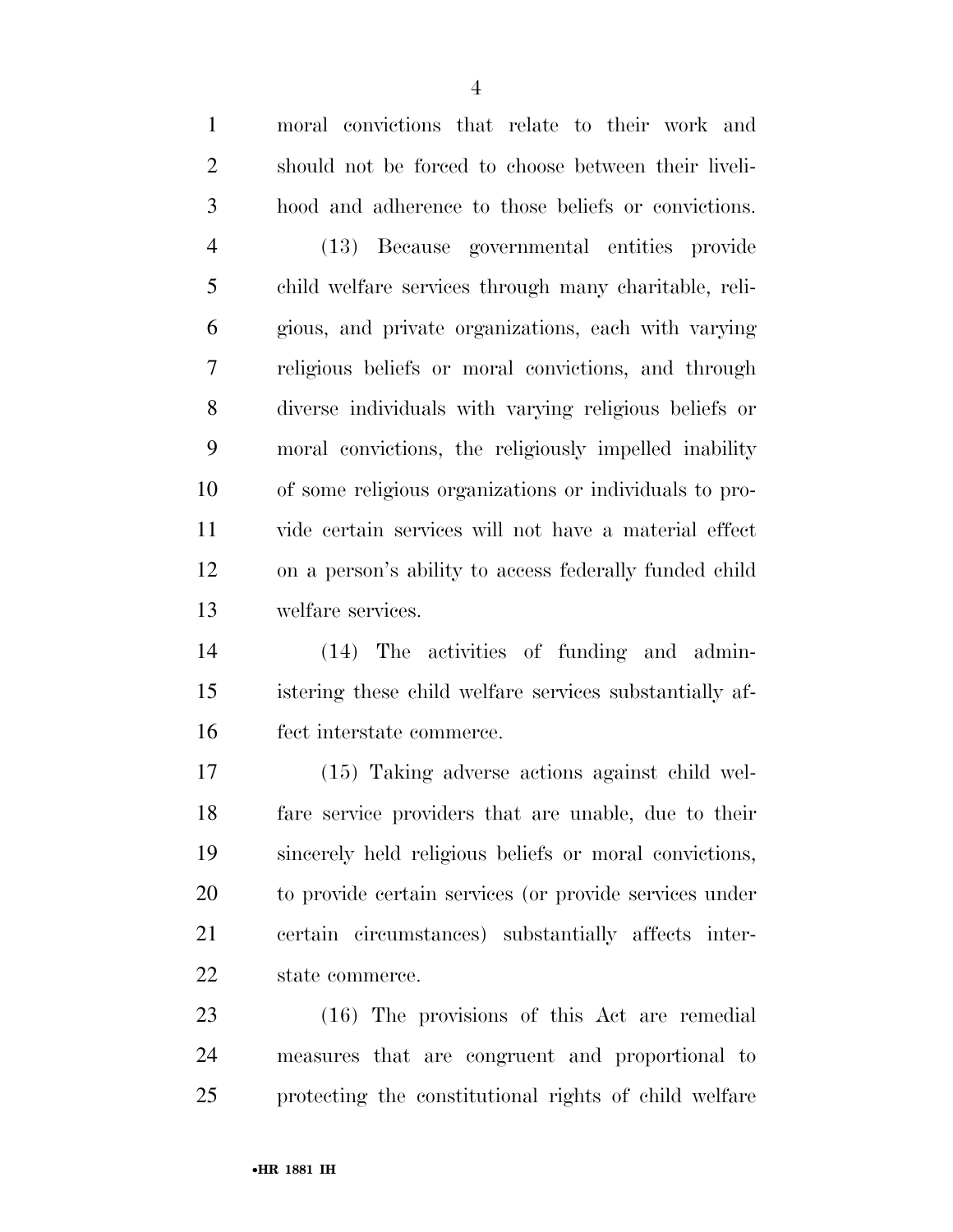moral convictions that relate to their work and should not be forced to choose between their livelihood and adherence to those beliefs or convictions.

(13) Because governmental entities provide child welfare services through many charitable, religious, and private organizations, each with varying religious beliefs or moral convictions, and through diverse individuals with varying religious beliefs or moral convictions, the religiously impelled inability of some religious organizations or individuals to provide certain services will not have a material effect on a person's ability to access federally funded child welfare services.

(14) The activities of funding and administering these child welfare services substantially affect interstate commerce.

(15) Taking adverse actions against child welfare service providers that are unable, due to their sincerely held religious beliefs or moral convictions, to provide certain services (or provide services under certain circumstances) substantially affects interstate commerce.

(16) The provisions of this Act are remedial measures that are congruent and proportional to protecting the constitutional rights of child welfare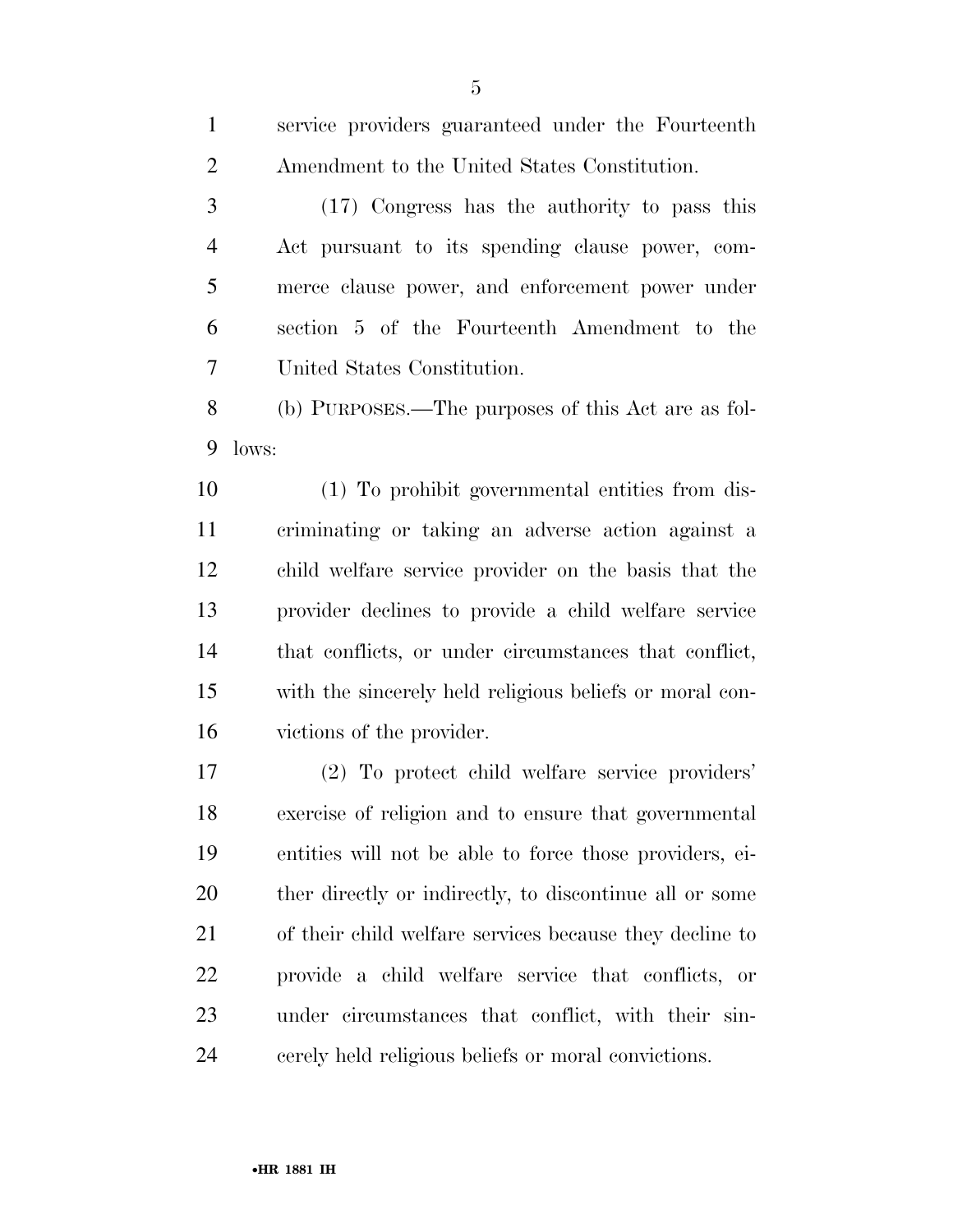service providers guaranteed under the Fourteenth Amendment to the United States Constitution.

(17) Congress has the authority to pass this Act pursuant to its spending clause power, commerce clause power, and enforcement power under section 5 of the Fourteenth Amendment to the United States Constitution.

(b) PURPOSES.—The purposes of this Act are as follows:

(1) To prohibit governmental entities from discriminating or taking an adverse action against a child welfare service provider on the basis that the provider declines to provide a child welfare service that conflicts, or under circumstances that conflict, with the sincerely held religious beliefs or moral convictions of the provider.

(2) To protect child welfare service providers' exercise of religion and to ensure that governmental entities will not be able to force those providers, either directly or indirectly, to discontinue all or some of their child welfare services because they decline to provide a child welfare service that conflicts, or under circumstances that conflict, with their sincerely held religious beliefs or moral convictions.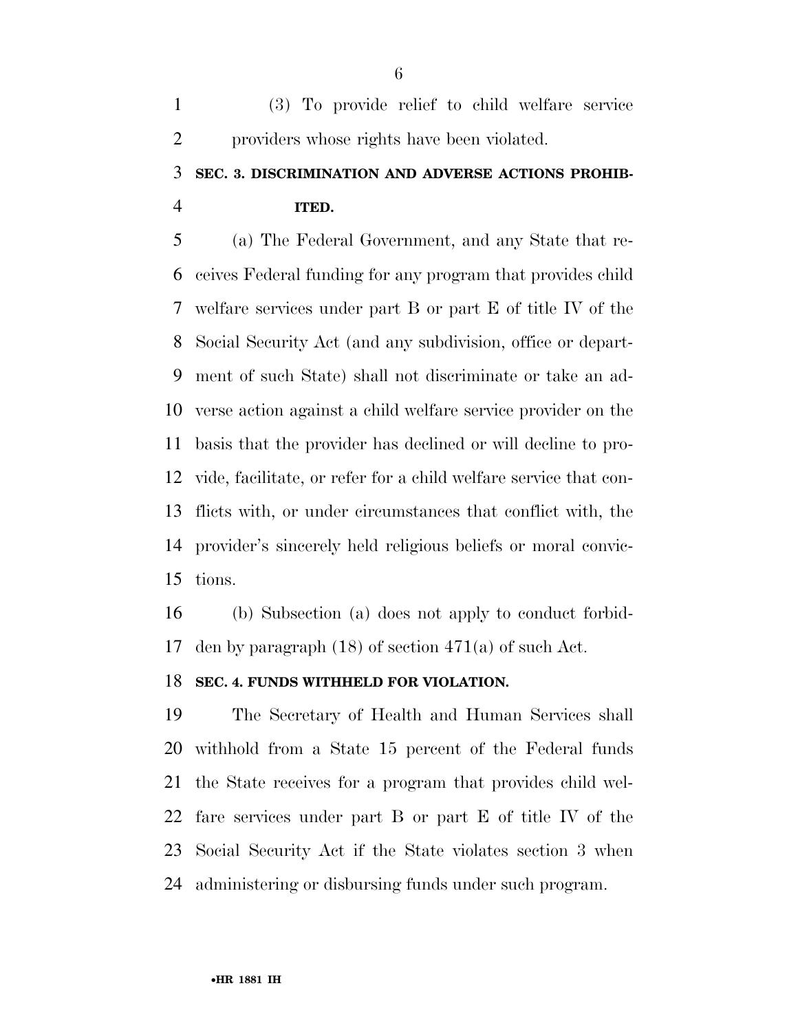(3) To provide relief to child welfare service providers whose rights have been violated.

### SEC. 3. DISCRIMINATION AND ADVERSE ACTIONS PROHIBITED.

(a) The Federal Government, and any State that receives Federal funding for any program that provides child welfare services under part B or part E of title IV of the Social Security Act (and any subdivision, office or department of such State) shall not discriminate or take an adverse action against a child welfare service provider on the basis that the provider has declined or will decline to provide, facilitate, or refer for a child welfare service that conflicts with, or under circumstances that conflict with, the provider's sincerely held religious beliefs or moral convictions.

(b) Subsection (a) does not apply to conduct forbidden by paragraph (18) of section 471(a) of such Act.

### SEC. 4. FUNDS WITHHELD FOR VIOLATION.

The Secretary of Health and Human Services shall withhold from a State 15 percent of the Federal funds the State receives for a program that provides child welfare services under part B or part E of title IV of the Social Security Act if the State violates section 3 when administering or disbursing funds under such program.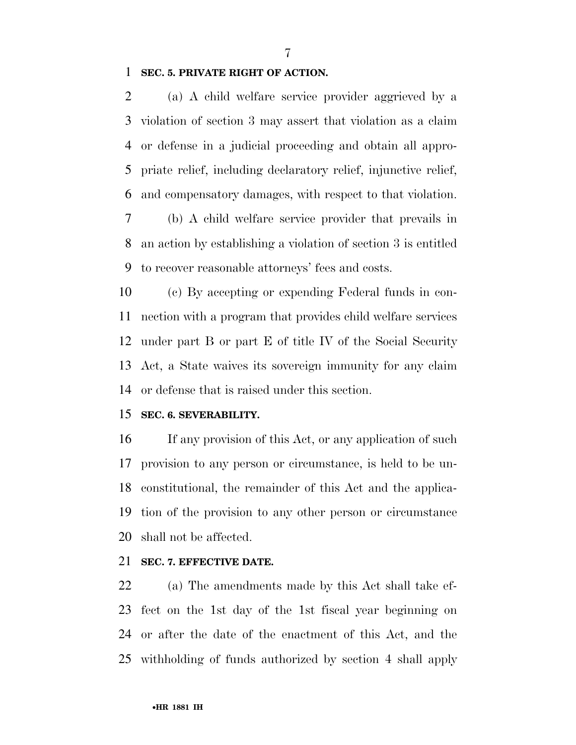**SEC. 5. PRIVATE RIGHT OF ACTION.**

(a) A child welfare service provider aggrieved by a violation of section 3 may assert that violation as a claim or defense in a judicial proceeding and obtain all appropriate relief, including declaratory relief, injunctive relief, and compensatory damages, with respect to that violation.

(b) A child welfare service provider that prevails in an action by establishing a violation of section 3 is entitled to recover reasonable attorneys' fees and costs.

(c) By accepting or expending Federal funds in connection with a program that provides child welfare services under part B or part E of title IV of the Social Security Act, a State waives its sovereign immunity for any claim or defense that is raised under this section.

**SEC. 6. SEVERABILITY.**

If any provision of this Act, or any application of such provision to any person or circumstance, is held to be unconstitutional, the remainder of this Act and the application of the provision to any other person or circumstance shall not be affected.

**SEC. 7. EFFECTIVE DATE.**

(a) The amendments made by this Act shall take effect on the 1st day of the 1st fiscal year beginning on or after the date of the enactment of this Act, and the withholding of funds authorized by section 4 shall apply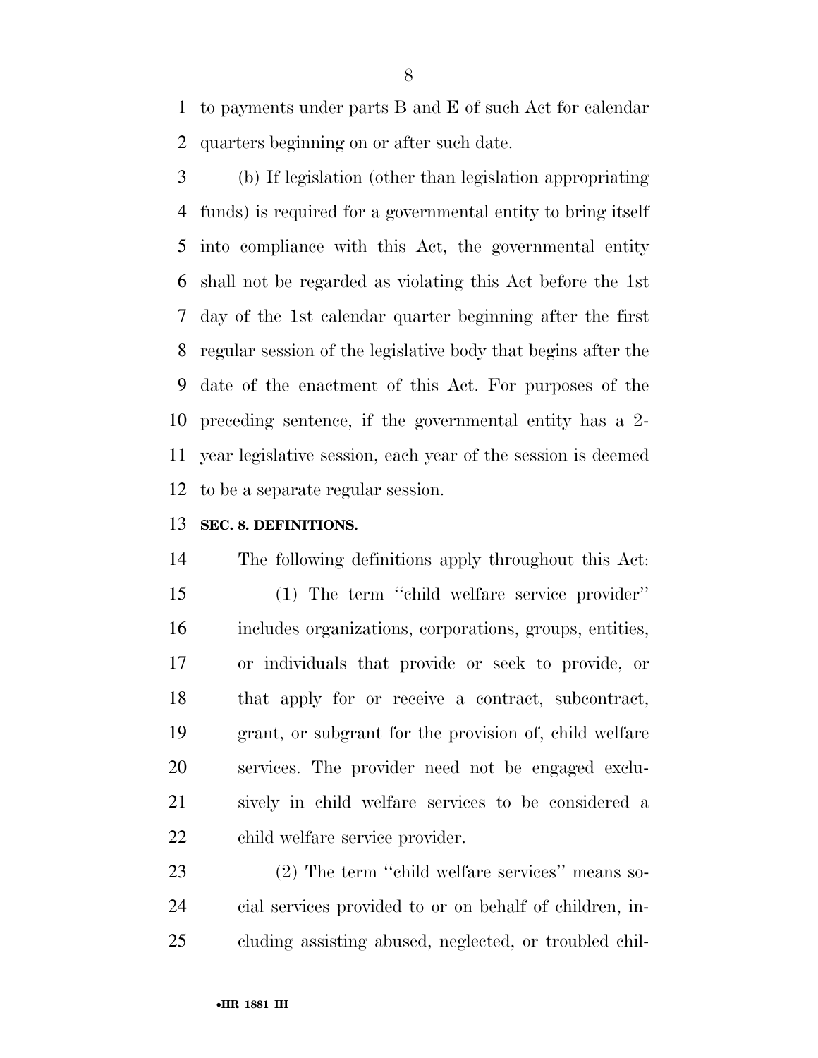to payments under parts B and E of such Act for calendar quarters beginning on or after such date.

(b) If legislation (other than legislation appropriating funds) is required for a governmental entity to bring itself into compliance with this Act, the governmental entity shall not be regarded as violating this Act before the 1st day of the 1st calendar quarter beginning after the first regular session of the legislative body that begins after the date of the enactment of this Act. For purposes of the preceding sentence, if the governmental entity has a 2-year legislative session, each year of the session is deemed to be a separate regular session.

**SEC. 8. DEFINITIONS.**

The following definitions apply throughout this Act:

(1) The term ''child welfare service provider'' includes organizations, corporations, groups, entities, or individuals that provide or seek to provide, or that apply for or receive a contract, subcontract, grant, or subgrant for the provision of, child welfare services. The provider need not be engaged exclusively in child welfare services to be considered a child welfare service provider.

(2) The term ''child welfare services'' means social services provided to or on behalf of children, including assisting abused, neglected, or troubled chil-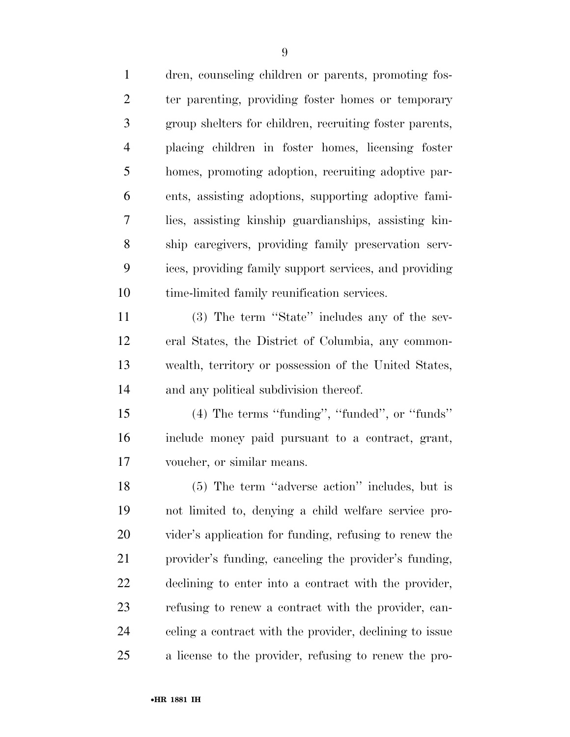dren, counseling children or parents, promoting foster parenting, providing foster homes or temporary group shelters for children, recruiting foster parents, placing children in foster homes, licensing foster homes, promoting adoption, recruiting adoptive parents, assisting adoptions, supporting adoptive families, assisting kinship guardianships, assisting kinship caregivers, providing family preservation services, providing family support services, and providing time-limited family reunification services.

(3) The term ''State'' includes any of the several States, the District of Columbia, any commonwealth, territory or possession of the United States, and any political subdivision thereof.

(4) The terms ''funding'', ''funded'', or ''funds'' include money paid pursuant to a contract, grant, voucher, or similar means.

(5) The term ''adverse action'' includes, but is not limited to, denying a child welfare service provider's application for funding, refusing to renew the provider's funding, canceling the provider's funding, declining to enter into a contract with the provider, refusing to renew a contract with the provider, canceling a contract with the provider, declining to issue a license to the provider, refusing to renew the pro-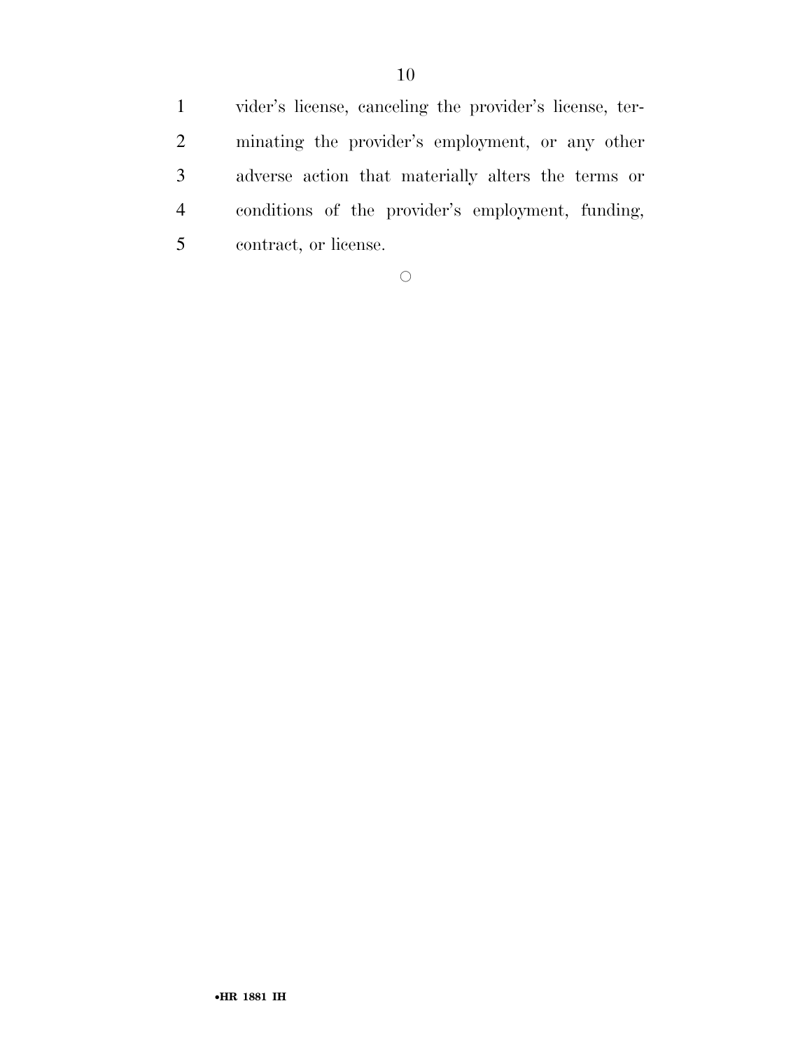vider's license, canceling the provider's license, terminating the provider's employment, or any other adverse action that materially alters the terms or conditions of the provider's employment, funding, contract, or license.

○